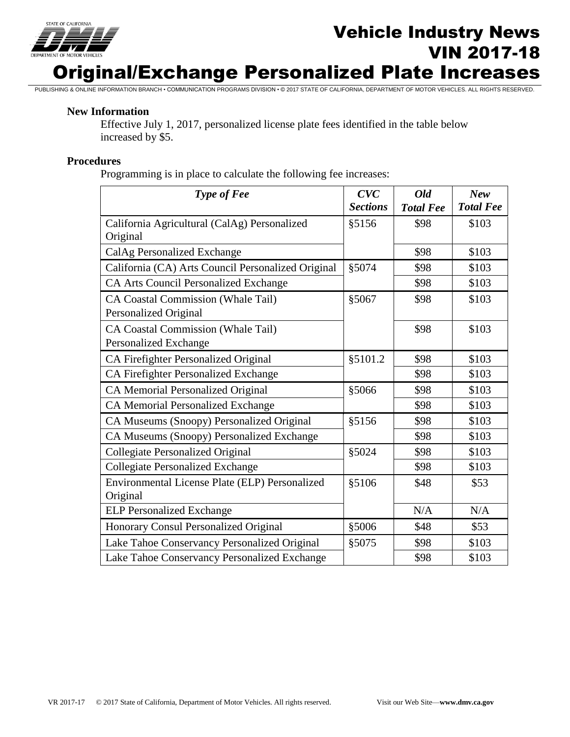# Vehicle Industry News
## VIN 2017-18
# Original/Exchange Personalized Plate Increases

PUBLISHING & ONLINE INFORMATION BRANCH • COMMUNICATION PROGRAMS DIVISION • © 2017 STATE OF CALIFORNIA, DEPARTMENT OF MOTOR VEHICLES. ALL RIGHTS RESERVED.

**New Information**

Effective July 1, 2017, personalized license plate fees identified in the table below increased by $5.

**Procedures**

Programming is in place to calculate the following fee increases:

| *Type of Fee* | *CVC Sections* | *Old Total Fee* | *New Total Fee* |
|---|---|---|---|
| California Agricultural (CalAg) Personalized Original | §5156 | $98 | $103 |
| CalAg Personalized Exchange | | $98 | $103 |
| California (CA) Arts Council Personalized Original | §5074 | $98 | $103 |
| CA Arts Council Personalized Exchange | | $98 | $103 |
| CA Coastal Commission (Whale Tail) Personalized Original | §5067 | $98 | $103 |
| CA Coastal Commission (Whale Tail) Personalized Exchange | | $98 | $103 |
| CA Firefighter Personalized Original | §5101.2 | $98 | $103 |
| CA Firefighter Personalized Exchange | | $98 | $103 |
| CA Memorial Personalized Original | §5066 | $98 | $103 |
| CA Memorial Personalized Exchange | | $98 | $103 |
| CA Museums (Snoopy) Personalized Original | §5156 | $98 | $103 |
| CA Museums (Snoopy) Personalized Exchange | | $98 | $103 |
| Collegiate Personalized Original | §5024 | $98 | $103 |
| Collegiate Personalized Exchange | | $98 | $103 |
| Environmental License Plate (ELP) Personalized Original | §5106 | $48 | $53 |
| ELP Personalized Exchange | | N/A | N/A |
| Honorary Consul Personalized Original | §5006 | $48 | $53 |
| Lake Tahoe Conservancy Personalized Original | §5075 | $98 | $103 |
| Lake Tahoe Conservancy Personalized Exchange | | $98 | $103 |

VR 2017-17 © 2017 State of California, Department of Motor Vehicles. All rights reserved. Visit our Web Site—**www.dmv.ca.gov**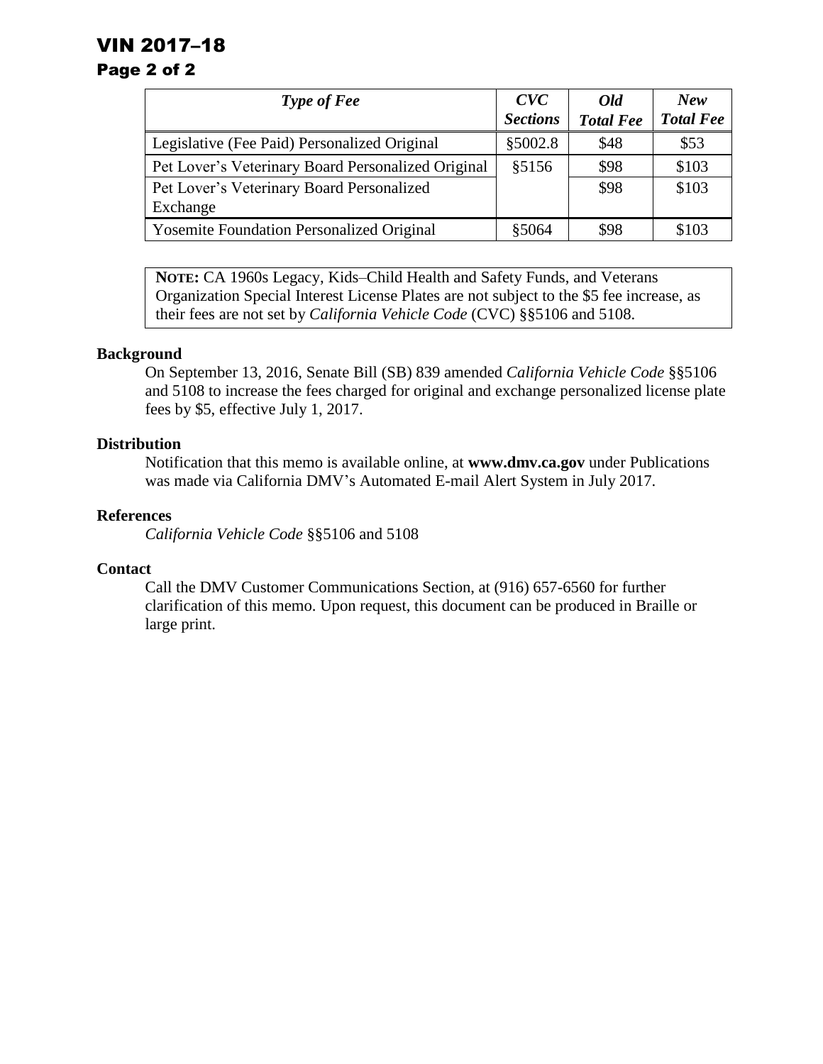| *Type of Fee* | *CVC Sections* | *Old Total Fee* | *New Total Fee* |
|---|---|---|---|
| Legislative (Fee Paid) Personalized Original | §5002.8 | $48 | $53 |
| Pet Lover's Veterinary Board Personalized Original | §5156 | $98 | $103 |
| Pet Lover's Veterinary Board Personalized Exchange | | $98 | $103 |
| Yosemite Foundation Personalized Original | §5064 | $98 | $103 |

**NOTE:** CA 1960s Legacy, Kids–Child Health and Safety Funds, and Veterans Organization Special Interest License Plates are not subject to the $5 fee increase, as their fees are not set by *California Vehicle Code* (CVC) §§5106 and 5108.

### Background

On September 13, 2016, Senate Bill (SB) 839 amended *California Vehicle Code* §§5106 and 5108 to increase the fees charged for original and exchange personalized license plate fees by $5, effective July 1, 2017.

### Distribution

Notification that this memo is available online, at **www.dmv.ca.gov** under Publications was made via California DMV's Automated E-mail Alert System in July 2017.

### References

*California Vehicle Code* §§5106 and 5108

### Contact

Call the DMV Customer Communications Section, at (916) 657-6560 for further clarification of this memo. Upon request, this document can be produced in Braille or large print.